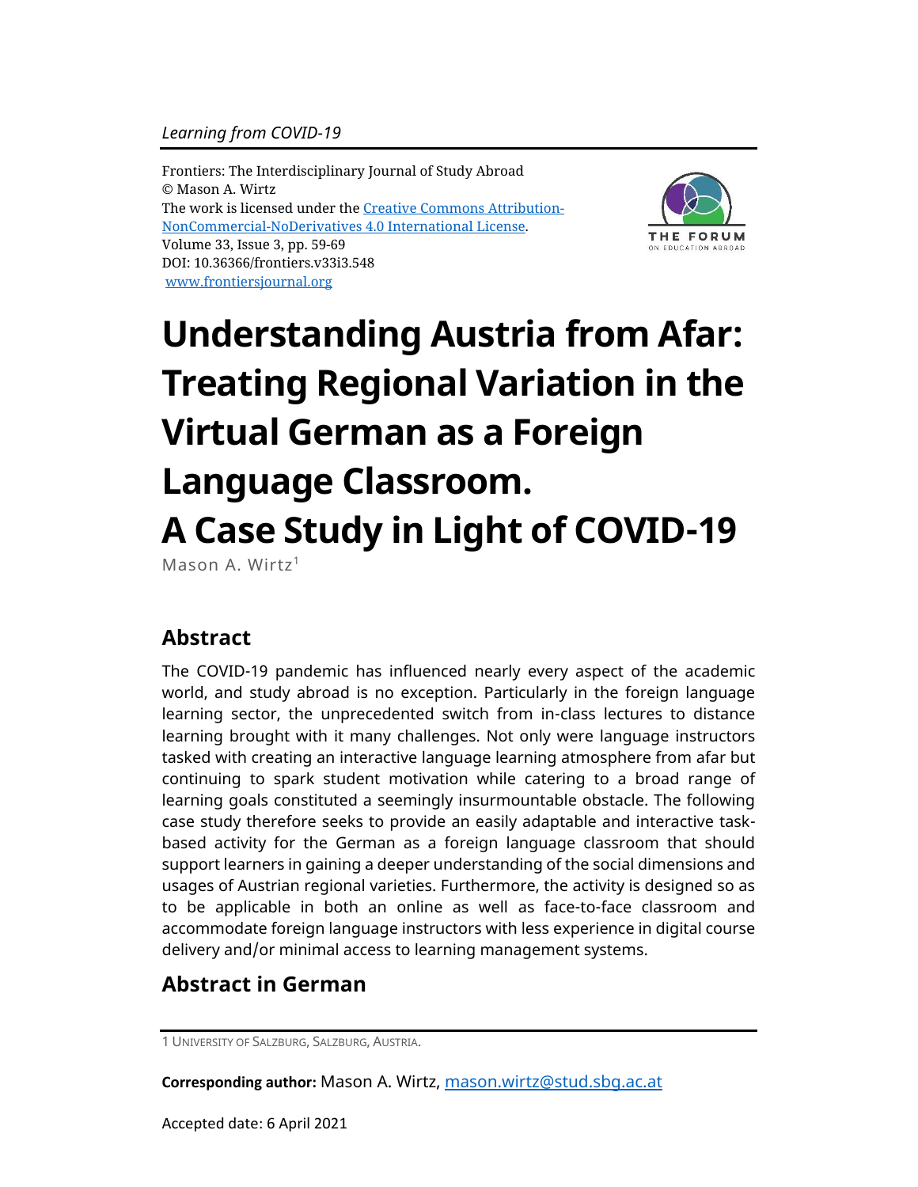*Learning from COVID-19*

Frontiers: The Interdisciplinary Journal of Study Abroad
© Mason A. Wirtz
The work is licensed under the [Creative Commons Attribution-NonCommercial-NoDerivatives 4.0 International License](https://creativecommons.org/licenses/by-nc-nd/4.0/).
Volume 33, Issue 3, pp. 59-69
DOI: 10.36366/frontiers.v33i3.548
[www.frontiersjournal.org](http://www.frontiersjournal.org)

# Understanding Austria from Afar: Treating Regional Variation in the Virtual German as a Foreign Language Classroom. A Case Study in Light of COVID-19

Mason A. Wirtz[1]

## Abstract

The COVID-19 pandemic has influenced nearly every aspect of the academic world, and study abroad is no exception. Particularly in the foreign language learning sector, the unprecedented switch from in-class lectures to distance learning brought with it many challenges. Not only were language instructors tasked with creating an interactive language learning atmosphere from afar but continuing to spark student motivation while catering to a broad range of learning goals constituted a seemingly insurmountable obstacle. The following case study therefore seeks to provide an easily adaptable and interactive task-based activity for the German as a foreign language classroom that should support learners in gaining a deeper understanding of the social dimensions and usages of Austrian regional varieties. Furthermore, the activity is designed so as to be applicable in both an online as well as face-to-face classroom and accommodate foreign language instructors with less experience in digital course delivery and/or minimal access to learning management systems.

## Abstract in German

---

1 University of Salzburg, Salzburg, Austria.

**Corresponding author:** Mason A. Wirtz, [mason.wirtz@stud.sbg.ac.at](mailto:mason.wirtz@stud.sbg.ac.at)

Accepted date: 6 April 2021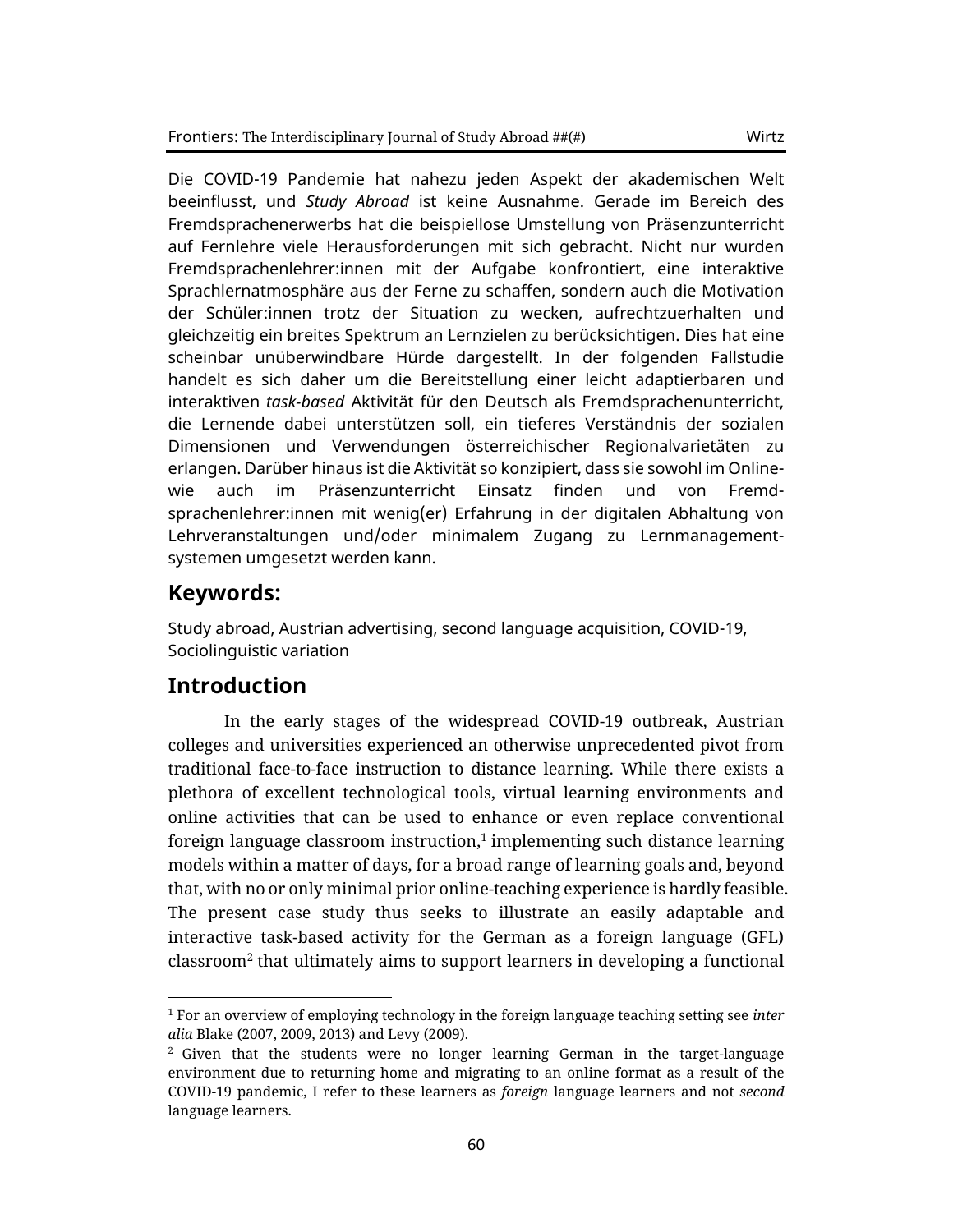Die COVID-19 Pandemie hat nahezu jeden Aspekt der akademischen Welt beeinflusst, und *Study Abroad* ist keine Ausnahme. Gerade im Bereich des Fremdsprachenerwerbs hat die beispiellose Umstellung von Präsenzunterricht auf Fernlehre viele Herausforderungen mit sich gebracht. Nicht nur wurden Fremdsprachenlehrer:innen mit der Aufgabe konfrontiert, eine interaktive Sprachlernatmosphäre aus der Ferne zu schaffen, sondern auch die Motivation der Schüler:innen trotz der Situation zu wecken, aufrechtzuerhalten und gleichzeitig ein breites Spektrum an Lernzielen zu berücksichtigen. Dies hat eine scheinbar unüberwindbare Hürde dargestellt. In der folgenden Fallstudie handelt es sich daher um die Bereitstellung einer leicht adaptierbaren und interaktiven *task-based* Aktivität für den Deutsch als Fremdsprachenunterricht, die Lernende dabei unterstützen soll, ein tieferes Verständnis der sozialen Dimensionen und Verwendungen österreichischer Regionalvarietäten zu erlangen. Darüber hinaus ist die Aktivität so konzipiert, dass sie sowohl im Online- wie auch im Präsenzunterricht Einsatz finden und von Fremdsprachenlehrer:innen mit wenig(er) Erfahrung in der digitalen Abhaltung von Lehrveranstaltungen und/oder minimalem Zugang zu Lernmanagementsystemen umgesetzt werden kann.

## Keywords:

Study abroad, Austrian advertising, second language acquisition, COVID-19, Sociolinguistic variation

## Introduction

In the early stages of the widespread COVID-19 outbreak, Austrian colleges and universities experienced an otherwise unprecedented pivot from traditional face-to-face instruction to distance learning. While there exists a plethora of excellent technological tools, virtual learning environments and online activities that can be used to enhance or even replace conventional foreign language classroom instruction,[1] implementing such distance learning models within a matter of days, for a broad range of learning goals and, beyond that, with no or only minimal prior online-teaching experience is hardly feasible. The present case study thus seeks to illustrate an easily adaptable and interactive task-based activity for the German as a foreign language (GFL) classroom[2] that ultimately aims to support learners in developing a functional

[1] For an overview of employing technology in the foreign language teaching setting see *inter alia* Blake (2007, 2009, 2013) and Levy (2009).

[2] Given that the students were no longer learning German in the target-language environment due to returning home and migrating to an online format as a result of the COVID-19 pandemic, I refer to these learners as *foreign* language learners and not *second* language learners.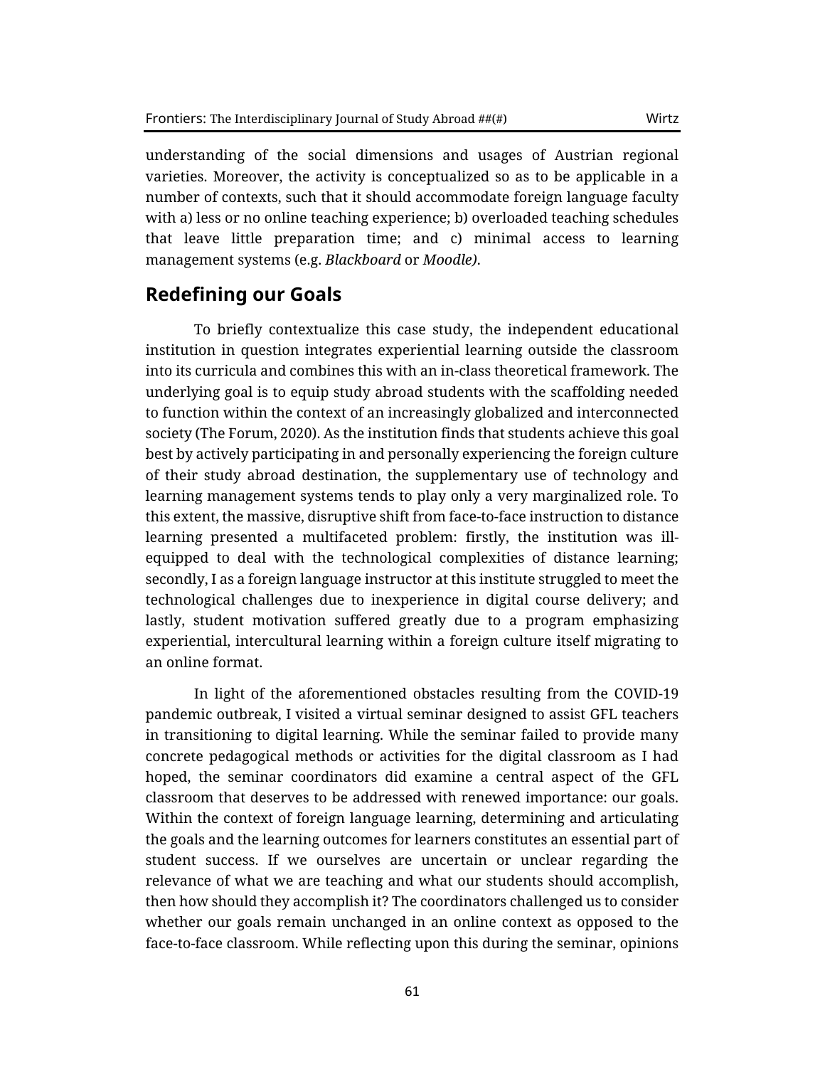understanding of the social dimensions and usages of Austrian regional varieties. Moreover, the activity is conceptualized so as to be applicable in a number of contexts, such that it should accommodate foreign language faculty with a) less or no online teaching experience; b) overloaded teaching schedules that leave little preparation time; and c) minimal access to learning management systems (e.g. *Blackboard* or *Moodle)*.

## Redefining our Goals

To briefly contextualize this case study, the independent educational institution in question integrates experiential learning outside the classroom into its curricula and combines this with an in-class theoretical framework. The underlying goal is to equip study abroad students with the scaffolding needed to function within the context of an increasingly globalized and interconnected society (The Forum, 2020). As the institution finds that students achieve this goal best by actively participating in and personally experiencing the foreign culture of their study abroad destination, the supplementary use of technology and learning management systems tends to play only a very marginalized role. To this extent, the massive, disruptive shift from face-to-face instruction to distance learning presented a multifaceted problem: firstly, the institution was ill-equipped to deal with the technological complexities of distance learning; secondly, I as a foreign language instructor at this institute struggled to meet the technological challenges due to inexperience in digital course delivery; and lastly, student motivation suffered greatly due to a program emphasizing experiential, intercultural learning within a foreign culture itself migrating to an online format.

In light of the aforementioned obstacles resulting from the COVID-19 pandemic outbreak, I visited a virtual seminar designed to assist GFL teachers in transitioning to digital learning. While the seminar failed to provide many concrete pedagogical methods or activities for the digital classroom as I had hoped, the seminar coordinators did examine a central aspect of the GFL classroom that deserves to be addressed with renewed importance: our goals. Within the context of foreign language learning, determining and articulating the goals and the learning outcomes for learners constitutes an essential part of student success. If we ourselves are uncertain or unclear regarding the relevance of what we are teaching and what our students should accomplish, then how should they accomplish it? The coordinators challenged us to consider whether our goals remain unchanged in an online context as opposed to the face-to-face classroom. While reflecting upon this during the seminar, opinions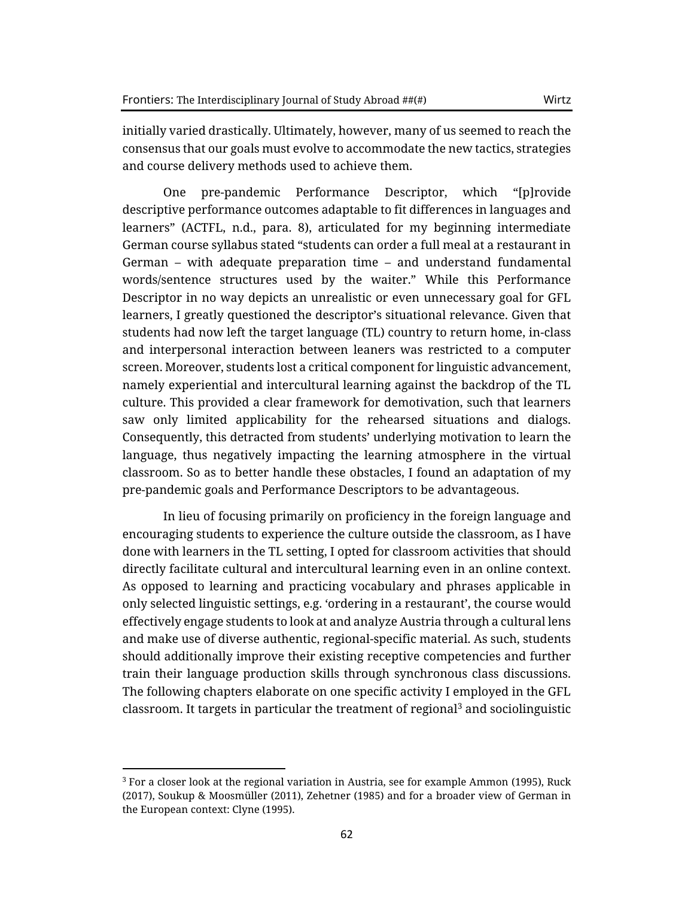initially varied drastically. Ultimately, however, many of us seemed to reach the consensus that our goals must evolve to accommodate the new tactics, strategies and course delivery methods used to achieve them.

One pre-pandemic Performance Descriptor, which "[p]rovide descriptive performance outcomes adaptable to fit differences in languages and learners" (ACTFL, n.d., para. 8), articulated for my beginning intermediate German course syllabus stated "students can order a full meal at a restaurant in German – with adequate preparation time – and understand fundamental words/sentence structures used by the waiter." While this Performance Descriptor in no way depicts an unrealistic or even unnecessary goal for GFL learners, I greatly questioned the descriptor's situational relevance. Given that students had now left the target language (TL) country to return home, in-class and interpersonal interaction between leaners was restricted to a computer screen. Moreover, students lost a critical component for linguistic advancement, namely experiential and intercultural learning against the backdrop of the TL culture. This provided a clear framework for demotivation, such that learners saw only limited applicability for the rehearsed situations and dialogs. Consequently, this detracted from students' underlying motivation to learn the language, thus negatively impacting the learning atmosphere in the virtual classroom. So as to better handle these obstacles, I found an adaptation of my pre-pandemic goals and Performance Descriptors to be advantageous.

In lieu of focusing primarily on proficiency in the foreign language and encouraging students to experience the culture outside the classroom, as I have done with learners in the TL setting, I opted for classroom activities that should directly facilitate cultural and intercultural learning even in an online context. As opposed to learning and practicing vocabulary and phrases applicable in only selected linguistic settings, e.g. 'ordering in a restaurant', the course would effectively engage students to look at and analyze Austria through a cultural lens and make use of diverse authentic, regional-specific material. As such, students should additionally improve their existing receptive competencies and further train their language production skills through synchronous class discussions. The following chapters elaborate on one specific activity I employed in the GFL classroom. It targets in particular the treatment of regional[3] and sociolinguistic

[3] For a closer look at the regional variation in Austria, see for example Ammon (1995), Ruck (2017), Soukup & Moosmüller (2011), Zehetner (1985) and for a broader view of German in the European context: Clyne (1995).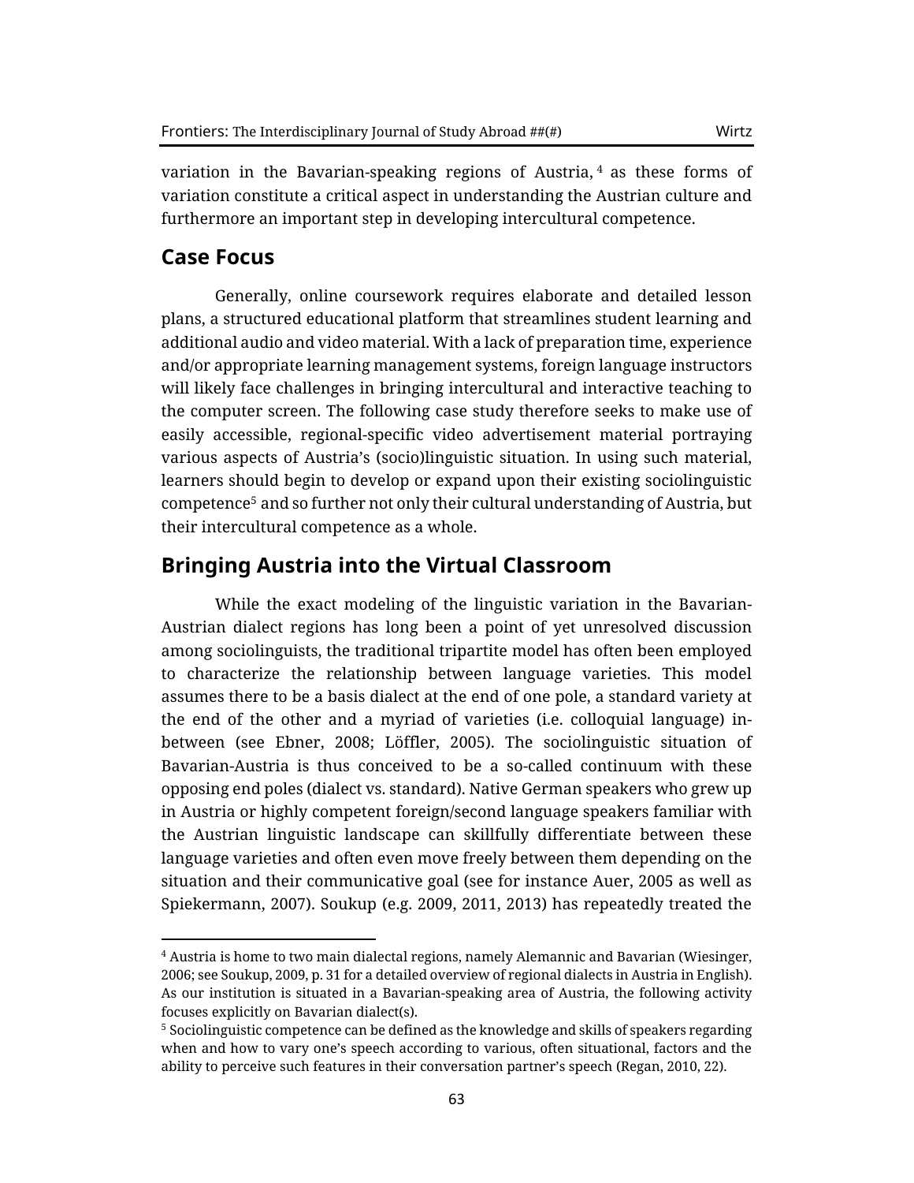variation in the Bavarian-speaking regions of Austria,[4] as these forms of variation constitute a critical aspect in understanding the Austrian culture and furthermore an important step in developing intercultural competence.

## Case Focus

Generally, online coursework requires elaborate and detailed lesson plans, a structured educational platform that streamlines student learning and additional audio and video material. With a lack of preparation time, experience and/or appropriate learning management systems, foreign language instructors will likely face challenges in bringing intercultural and interactive teaching to the computer screen. The following case study therefore seeks to make use of easily accessible, regional-specific video advertisement material portraying various aspects of Austria's (socio)linguistic situation. In using such material, learners should begin to develop or expand upon their existing sociolinguistic competence[5] and so further not only their cultural understanding of Austria, but their intercultural competence as a whole.

## Bringing Austria into the Virtual Classroom

While the exact modeling of the linguistic variation in the Bavarian-Austrian dialect regions has long been a point of yet unresolved discussion among sociolinguists, the traditional tripartite model has often been employed to characterize the relationship between language varieties. This model assumes there to be a basis dialect at the end of one pole, a standard variety at the end of the other and a myriad of varieties (i.e. colloquial language) in-between (see Ebner, 2008; Löffler, 2005). The sociolinguistic situation of Bavarian-Austria is thus conceived to be a so-called continuum with these opposing end poles (dialect vs. standard). Native German speakers who grew up in Austria or highly competent foreign/second language speakers familiar with the Austrian linguistic landscape can skillfully differentiate between these language varieties and often even move freely between them depending on the situation and their communicative goal (see for instance Auer, 2005 as well as Spiekermann, 2007). Soukup (e.g. 2009, 2011, 2013) has repeatedly treated the

---

[4] Austria is home to two main dialectal regions, namely Alemannic and Bavarian (Wiesinger, 2006; see Soukup, 2009, p. 31 for a detailed overview of regional dialects in Austria in English). As our institution is situated in a Bavarian-speaking area of Austria, the following activity focuses explicitly on Bavarian dialect(s).

[5] Sociolinguistic competence can be defined as the knowledge and skills of speakers regarding when and how to vary one's speech according to various, often situational, factors and the ability to perceive such features in their conversation partner's speech (Regan, 2010, 22).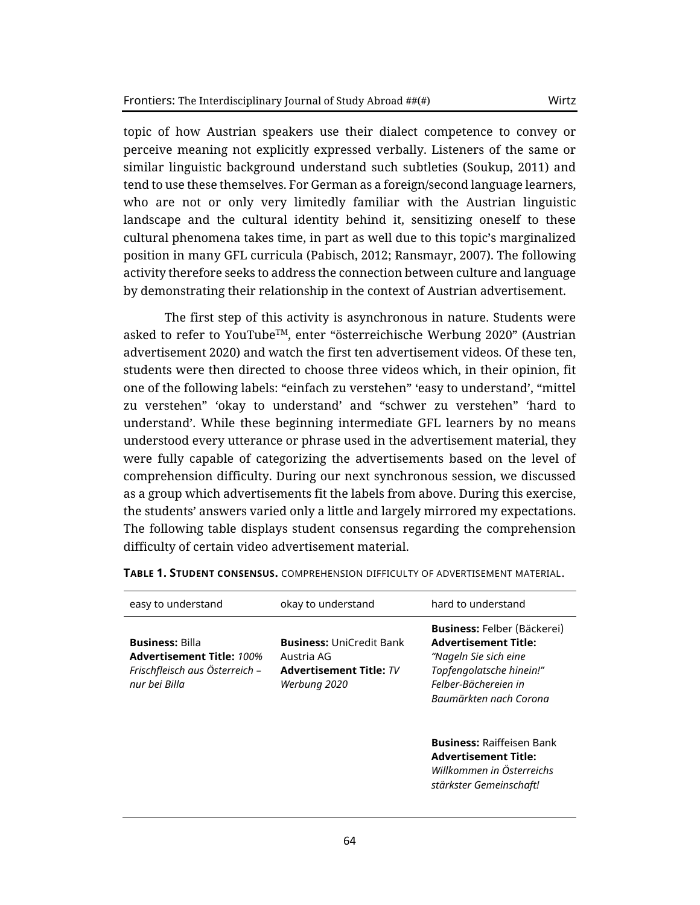topic of how Austrian speakers use their dialect competence to convey or perceive meaning not explicitly expressed verbally. Listeners of the same or similar linguistic background understand such subtleties (Soukup, 2011) and tend to use these themselves. For German as a foreign/second language learners, who are not or only very limitedly familiar with the Austrian linguistic landscape and the cultural identity behind it, sensitizing oneself to these cultural phenomena takes time, in part as well due to this topic's marginalized position in many GFL curricula (Pabisch, 2012; Ransmayr, 2007). The following activity therefore seeks to address the connection between culture and language by demonstrating their relationship in the context of Austrian advertisement.

The first step of this activity is asynchronous in nature. Students were asked to refer to YouTube™, enter "österreichische Werbung 2020" (Austrian advertisement 2020) and watch the first ten advertisement videos. Of these ten, students were then directed to choose three videos which, in their opinion, fit one of the following labels: "einfach zu verstehen" 'easy to understand', "mittel zu verstehen" 'okay to understand' and "schwer zu verstehen" 'hard to understand'. While these beginning intermediate GFL learners by no means understood every utterance or phrase used in the advertisement material, they were fully capable of categorizing the advertisements based on the level of comprehension difficulty. During our next synchronous session, we discussed as a group which advertisements fit the labels from above. During this exercise, the students' answers varied only a little and largely mirrored my expectations. The following table displays student consensus regarding the comprehension difficulty of certain video advertisement material.

**TABLE 1. STUDENT CONSENSUS.** COMPREHENSION DIFFICULTY OF ADVERTISEMENT MATERIAL.

| easy to understand | okay to understand | hard to understand |
|---|---|---|
| **Business:** Billa **Advertisement Title:** *100% Frischfleisch aus Österreich – nur bei Billa* | **Business:** UniCredit Bank Austria AG **Advertisement Title:** *TV Werbung 2020* | **Business:** Felber (Bäckerei) **Advertisement Title:** *"Nageln Sie sich eine Topfengolatsche hinein!" Felber-Bächereien in Baumärkten nach Corona* |
| | | **Business:** Raiffeisen Bank **Advertisement Title:** *Willkommen in Österreichs stärkster Gemeinschaft!* |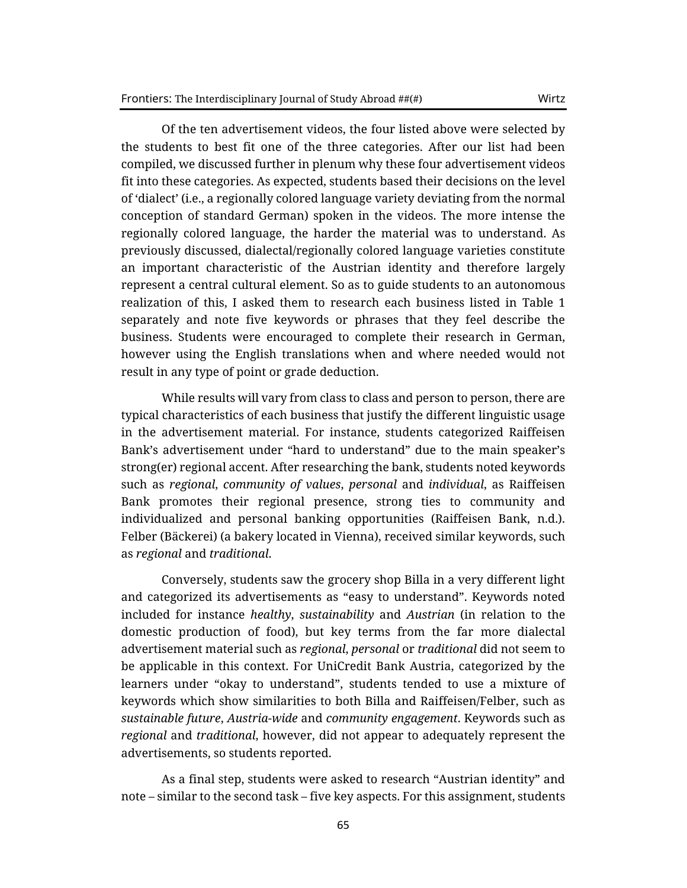Of the ten advertisement videos, the four listed above were selected by the students to best fit one of the three categories. After our list had been compiled, we discussed further in plenum why these four advertisement videos fit into these categories. As expected, students based their decisions on the level of 'dialect' (i.e., a regionally colored language variety deviating from the normal conception of standard German) spoken in the videos. The more intense the regionally colored language, the harder the material was to understand. As previously discussed, dialectal/regionally colored language varieties constitute an important characteristic of the Austrian identity and therefore largely represent a central cultural element. So as to guide students to an autonomous realization of this, I asked them to research each business listed in Table 1 separately and note five keywords or phrases that they feel describe the business. Students were encouraged to complete their research in German, however using the English translations when and where needed would not result in any type of point or grade deduction.

While results will vary from class to class and person to person, there are typical characteristics of each business that justify the different linguistic usage in the advertisement material. For instance, students categorized Raiffeisen Bank's advertisement under "hard to understand" due to the main speaker's strong(er) regional accent. After researching the bank, students noted keywords such as *regional*, *community of values*, *personal* and *individual*, as Raiffeisen Bank promotes their regional presence, strong ties to community and individualized and personal banking opportunities (Raiffeisen Bank, n.d.). Felber (Bäckerei) (a bakery located in Vienna), received similar keywords, such as *regional* and *traditional*.

Conversely, students saw the grocery shop Billa in a very different light and categorized its advertisements as "easy to understand". Keywords noted included for instance *healthy*, *sustainability* and *Austrian* (in relation to the domestic production of food), but key terms from the far more dialectal advertisement material such as *regional*, *personal* or *traditional* did not seem to be applicable in this context. For UniCredit Bank Austria, categorized by the learners under "okay to understand", students tended to use a mixture of keywords which show similarities to both Billa and Raiffeisen/Felber, such as *sustainable future*, *Austria-wide* and *community engagement*. Keywords such as *regional* and *traditional*, however, did not appear to adequately represent the advertisements, so students reported.

As a final step, students were asked to research "Austrian identity" and note – similar to the second task – five key aspects. For this assignment, students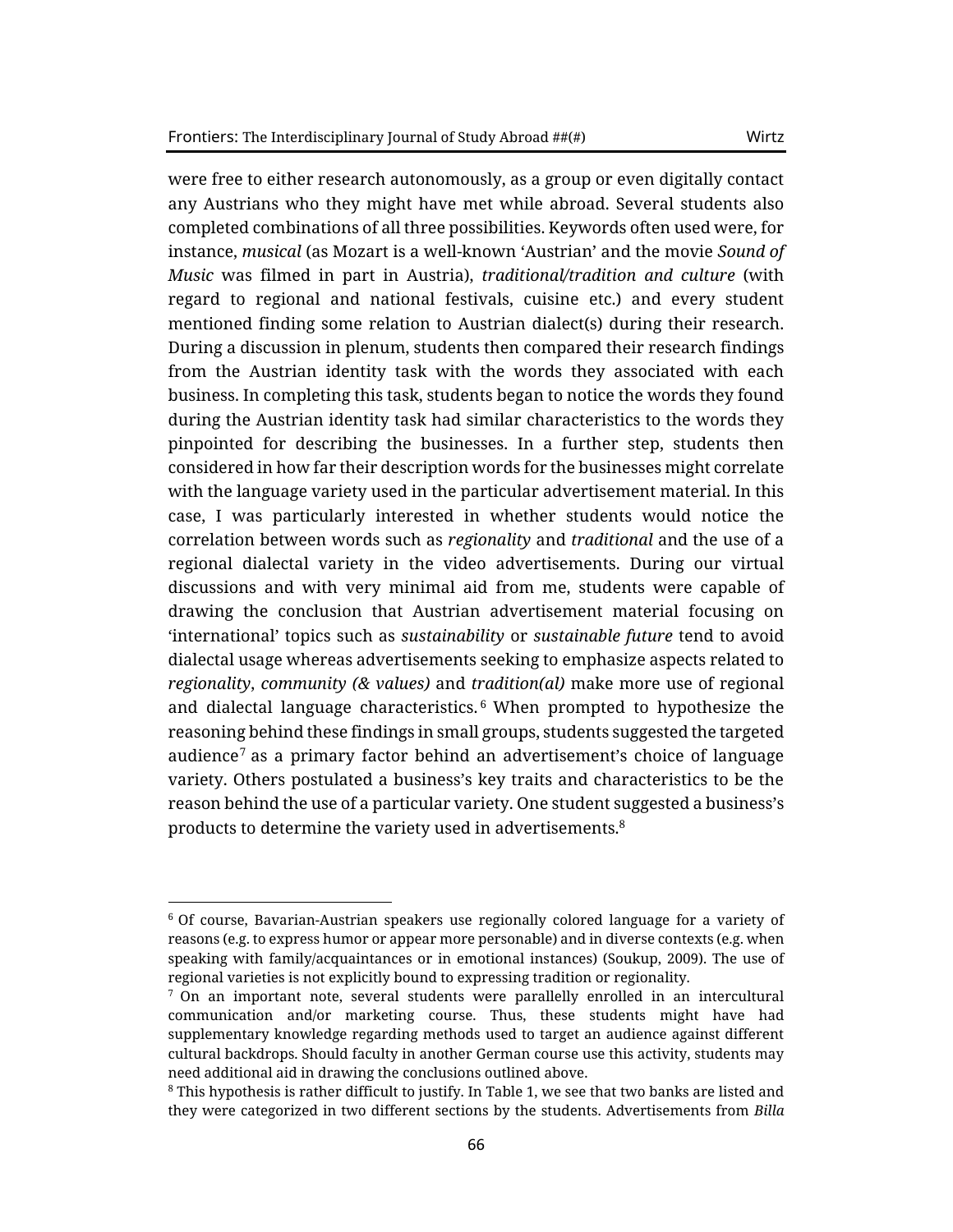were free to either research autonomously, as a group or even digitally contact any Austrians who they might have met while abroad. Several students also completed combinations of all three possibilities. Keywords often used were, for instance, *musical* (as Mozart is a well-known 'Austrian' and the movie *Sound of Music* was filmed in part in Austria), *traditional/tradition and culture* (with regard to regional and national festivals, cuisine etc.) and every student mentioned finding some relation to Austrian dialect(s) during their research. During a discussion in plenum, students then compared their research findings from the Austrian identity task with the words they associated with each business. In completing this task, students began to notice the words they found during the Austrian identity task had similar characteristics to the words they pinpointed for describing the businesses. In a further step, students then considered in how far their description words for the businesses might correlate with the language variety used in the particular advertisement material. In this case, I was particularly interested in whether students would notice the correlation between words such as *regionality* and *traditional* and the use of a regional dialectal variety in the video advertisements. During our virtual discussions and with very minimal aid from me, students were capable of drawing the conclusion that Austrian advertisement material focusing on 'international' topics such as *sustainability* or *sustainable future* tend to avoid dialectal usage whereas advertisements seeking to emphasize aspects related to *regionality*, *community (& values)* and *tradition(al)* make more use of regional and dialectal language characteristics.[6] When prompted to hypothesize the reasoning behind these findings in small groups, students suggested the targeted audience[7] as a primary factor behind an advertisement's choice of language variety. Others postulated a business's key traits and characteristics to be the reason behind the use of a particular variety. One student suggested a business's products to determine the variety used in advertisements.[8]

---

[6] Of course, Bavarian-Austrian speakers use regionally colored language for a variety of reasons (e.g. to express humor or appear more personable) and in diverse contexts (e.g. when speaking with family/acquaintances or in emotional instances) (Soukup, 2009). The use of regional varieties is not explicitly bound to expressing tradition or regionality.

[7] On an important note, several students were parallelly enrolled in an intercultural communication and/or marketing course. Thus, these students might have had supplementary knowledge regarding methods used to target an audience against different cultural backdrops. Should faculty in another German course use this activity, students may need additional aid in drawing the conclusions outlined above.

[8] This hypothesis is rather difficult to justify. In Table 1, we see that two banks are listed and they were categorized in two different sections by the students. Advertisements from *Billa*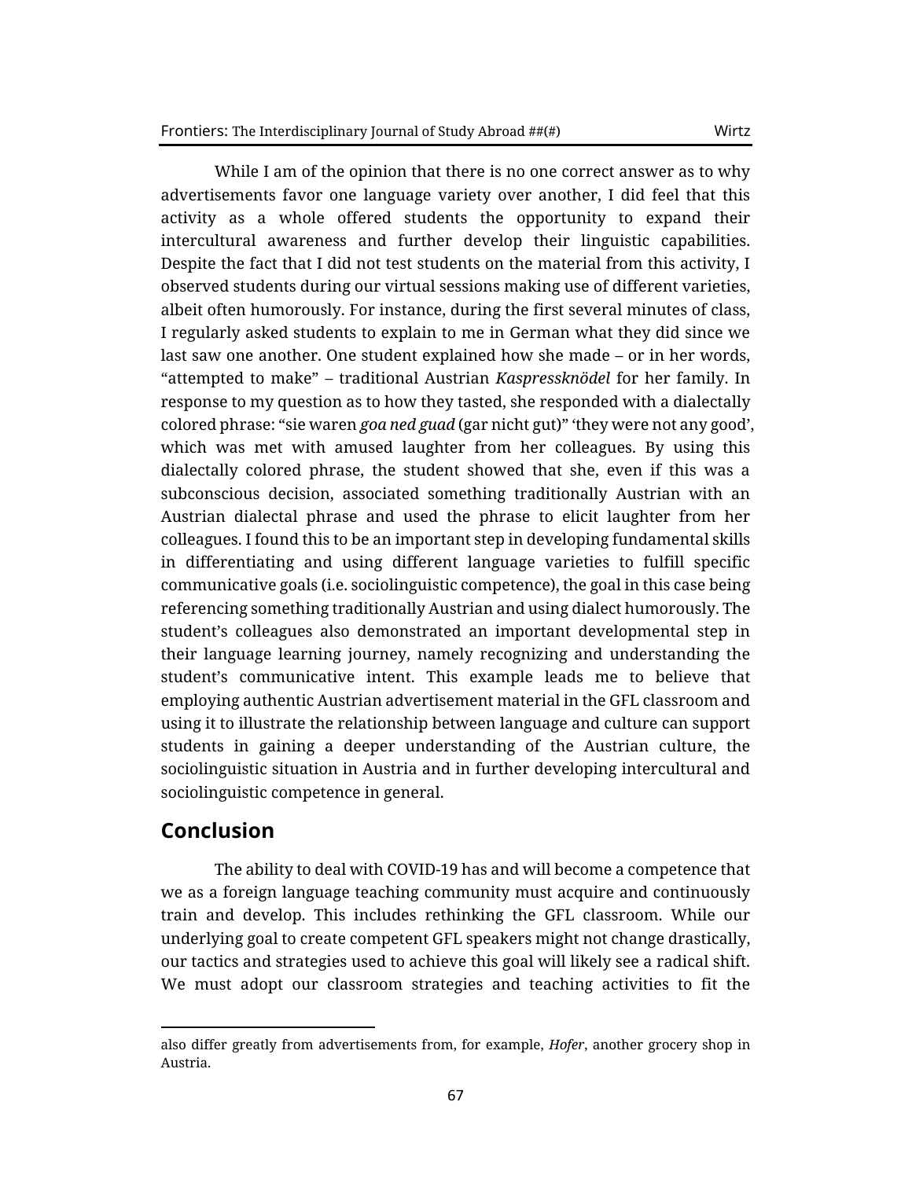While I am of the opinion that there is no one correct answer as to why advertisements favor one language variety over another, I did feel that this activity as a whole offered students the opportunity to expand their intercultural awareness and further develop their linguistic capabilities. Despite the fact that I did not test students on the material from this activity, I observed students during our virtual sessions making use of different varieties, albeit often humorously. For instance, during the first several minutes of class, I regularly asked students to explain to me in German what they did since we last saw one another. One student explained how she made – or in her words, "attempted to make" – traditional Austrian *Kaspressknödel* for her family. In response to my question as to how they tasted, she responded with a dialectally colored phrase: "sie waren *goa ned guad* (gar nicht gut)" 'they were not any good', which was met with amused laughter from her colleagues. By using this dialectally colored phrase, the student showed that she, even if this was a subconscious decision, associated something traditionally Austrian with an Austrian dialectal phrase and used the phrase to elicit laughter from her colleagues. I found this to be an important step in developing fundamental skills in differentiating and using different language varieties to fulfill specific communicative goals (i.e. sociolinguistic competence), the goal in this case being referencing something traditionally Austrian and using dialect humorously. The student's colleagues also demonstrated an important developmental step in their language learning journey, namely recognizing and understanding the student's communicative intent. This example leads me to believe that employing authentic Austrian advertisement material in the GFL classroom and using it to illustrate the relationship between language and culture can support students in gaining a deeper understanding of the Austrian culture, the sociolinguistic situation in Austria and in further developing intercultural and sociolinguistic competence in general.

## Conclusion

The ability to deal with COVID-19 has and will become a competence that we as a foreign language teaching community must acquire and continuously train and develop. This includes rethinking the GFL classroom. While our underlying goal to create competent GFL speakers might not change drastically, our tactics and strategies used to achieve this goal will likely see a radical shift. We must adopt our classroom strategies and teaching activities to fit the

---

also differ greatly from advertisements from, for example, *Hofer*, another grocery shop in Austria.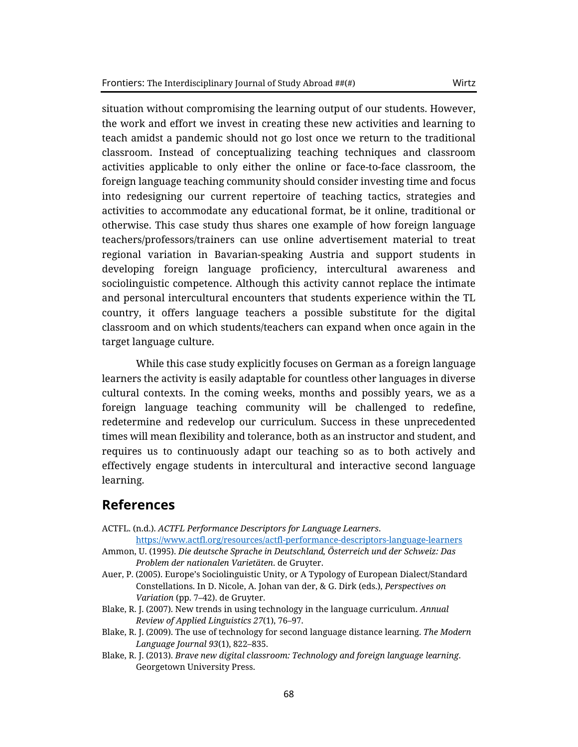situation without compromising the learning output of our students. However, the work and effort we invest in creating these new activities and learning to teach amidst a pandemic should not go lost once we return to the traditional classroom. Instead of conceptualizing teaching techniques and classroom activities applicable to only either the online or face-to-face classroom, the foreign language teaching community should consider investing time and focus into redesigning our current repertoire of teaching tactics, strategies and activities to accommodate any educational format, be it online, traditional or otherwise. This case study thus shares one example of how foreign language teachers/professors/trainers can use online advertisement material to treat regional variation in Bavarian-speaking Austria and support students in developing foreign language proficiency, intercultural awareness and sociolinguistic competence. Although this activity cannot replace the intimate and personal intercultural encounters that students experience within the TL country, it offers language teachers a possible substitute for the digital classroom and on which students/teachers can expand when once again in the target language culture.

While this case study explicitly focuses on German as a foreign language learners the activity is easily adaptable for countless other languages in diverse cultural contexts. In the coming weeks, months and possibly years, we as a foreign language teaching community will be challenged to redefine, redetermine and redevelop our curriculum. Success in these unprecedented times will mean flexibility and tolerance, both as an instructor and student, and requires us to continuously adapt our teaching so as to both actively and effectively engage students in intercultural and interactive second language learning.

## References

ACTFL. (n.d.). *ACTFL Performance Descriptors for Language Learners*. https://www.actfl.org/resources/actfl-performance-descriptors-language-learners

Ammon, U. (1995). *Die deutsche Sprache in Deutschland, Österreich und der Schweiz: Das Problem der nationalen Varietäten*. de Gruyter.

Auer, P. (2005). Europe's Sociolinguistic Unity, or A Typology of European Dialect/Standard Constellations. In D. Nicole, A. Johan van der, & G. Dirk (eds.), *Perspectives on Variation* (pp. 7–42). de Gruyter.

Blake, R. J. (2007). New trends in using technology in the language curriculum. *Annual Review of Applied Linguistics 27*(1), 76–97.

Blake, R. J. (2009). The use of technology for second language distance learning. *The Modern Language Journal 93*(1), 822–835.

Blake, R. J. (2013). *Brave new digital classroom: Technology and foreign language learning*. Georgetown University Press.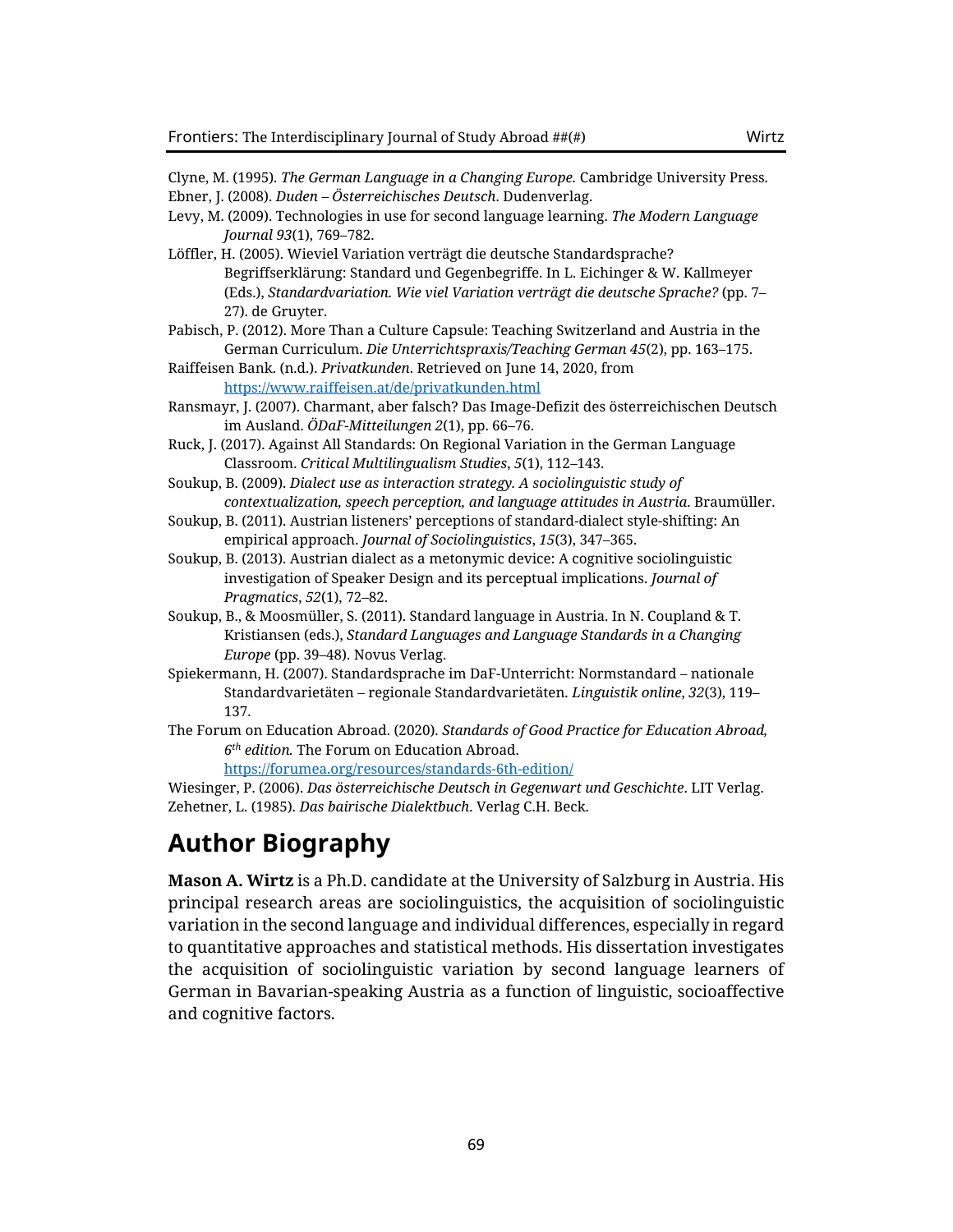Clyne, M. (1995). *The German Language in a Changing Europe.* Cambridge University Press.

Ebner, J. (2008). *Duden – Österreichisches Deutsch*. Dudenverlag.

Levy, M. (2009). Technologies in use for second language learning. *The Modern Language Journal 93*(1), 769–782.

Löffler, H. (2005). Wieviel Variation verträgt die deutsche Standardsprache? Begriffserklärung: Standard und Gegenbegriffe. In L. Eichinger & W. Kallmeyer (Eds.), *Standardvariation. Wie viel Variation verträgt die deutsche Sprache?* (pp. 7–27). de Gruyter.

Pabisch, P. (2012). More Than a Culture Capsule: Teaching Switzerland and Austria in the German Curriculum. *Die Unterrichtspraxis/Teaching German 45*(2), pp. 163–175.

Raiffeisen Bank. (n.d.). *Privatkunden*. Retrieved on June 14, 2020, from https://www.raiffeisen.at/de/privatkunden.html

Ransmayr, J. (2007). Charmant, aber falsch? Das Image-Defizit des österreichischen Deutsch im Ausland. *ÖDaF-Mitteilungen 2*(1), pp. 66–76.

Ruck, J. (2017). Against All Standards: On Regional Variation in the German Language Classroom. *Critical Multilingualism Studies*, *5*(1), 112–143.

Soukup, B. (2009). *Dialect use as interaction strategy. A sociolinguistic study of contextualization, speech perception, and language attitudes in Austria.* Braumüller.

Soukup, B. (2011). Austrian listeners' perceptions of standard-dialect style-shifting: An empirical approach. *Journal of Sociolinguistics*, *15*(3), 347–365.

Soukup, B. (2013). Austrian dialect as a metonymic device: A cognitive sociolinguistic investigation of Speaker Design and its perceptual implications. *Journal of Pragmatics*, *52*(1), 72–82.

Soukup, B., & Moosmüller, S. (2011). Standard language in Austria. In N. Coupland & T. Kristiansen (eds.), *Standard Languages and Language Standards in a Changing Europe* (pp. 39–48). Novus Verlag.

Spiekermann, H. (2007). Standardsprache im DaF-Unterricht: Normstandard – nationale Standardvarietäten – regionale Standardvarietäten. *Linguistik online*, *32*(3), 119–137.

The Forum on Education Abroad. (2020). *Standards of Good Practice for Education Abroad, 6th edition.* The Forum on Education Abroad. https://forumea.org/resources/standards-6th-edition/

Wiesinger, P. (2006). *Das österreichische Deutsch in Gegenwart und Geschichte*. LIT Verlag.

Zehetner, L. (1985). *Das bairische Dialektbuch*. Verlag C.H. Beck.

## Author Biography

**Mason A. Wirtz** is a Ph.D. candidate at the University of Salzburg in Austria. His principal research areas are sociolinguistics, the acquisition of sociolinguistic variation in the second language and individual differences, especially in regard to quantitative approaches and statistical methods. His dissertation investigates the acquisition of sociolinguistic variation by second language learners of German in Bavarian-speaking Austria as a function of linguistic, socioaffective and cognitive factors.